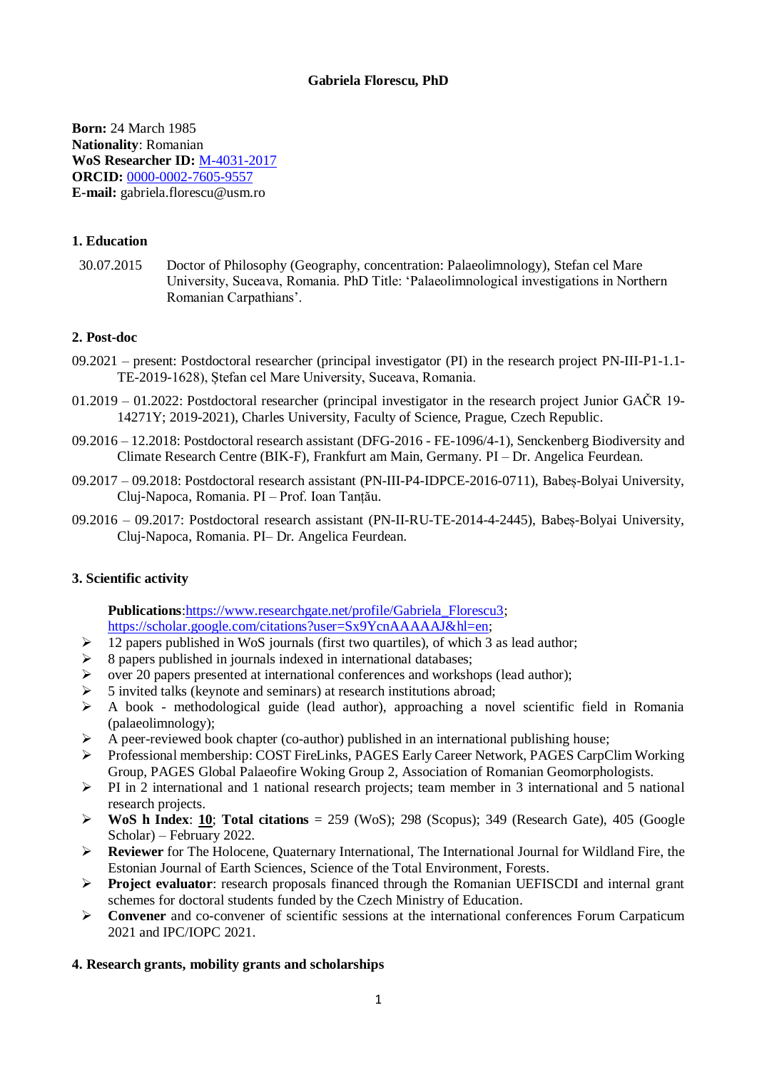# Gabriela Florescu, PhD

**Born:** 24 March 1985
**Nationality**: Romanian
**WoS Researcher ID:** M-4031-2017
**ORCID:** 0000-0002-7605-9557
**E-mail:** gabriela.florescu@usm.ro

## 1. Education

30.07.2015 Doctor of Philosophy (Geography, concentration: Palaeolimnology), Stefan cel Mare University, Suceava, Romania. PhD Title: 'Palaeolimnological investigations in Northern Romanian Carpathians'.

## 2. Post-doc

09.2021 – present: Postdoctoral researcher (principal investigator (PI) in the research project PN-III-P1-1.1-TE-2019-1628), Ștefan cel Mare University, Suceava, Romania.

01.2019 – 01.2022: Postdoctoral researcher (principal investigator in the research project Junior GAČR 19-14271Y; 2019-2021), Charles University, Faculty of Science, Prague, Czech Republic.

09.2016 – 12.2018: Postdoctoral research assistant (DFG-2016 - FE-1096/4-1), Senckenberg Biodiversity and Climate Research Centre (BIK-F), Frankfurt am Main, Germany. PI – Dr. Angelica Feurdean.

09.2017 – 09.2018: Postdoctoral research assistant (PN-III-P4-IDPCE-2016-0711), Babeș-Bolyai University, Cluj-Napoca, Romania. PI – Prof. Ioan Tanțău.

09.2016 – 09.2017: Postdoctoral research assistant (PN-II-RU-TE-2014-4-2445), Babeș-Bolyai University, Cluj-Napoca, Romania. PI– Dr. Angelica Feurdean.

## 3. Scientific activity

**Publications**:https://www.researchgate.net/profile/Gabriela_Florescu3; https://scholar.google.com/citations?user=Sx9YcnAAAAAJ&hl=en;

- 12 papers published in WoS journals (first two quartiles), of which 3 as lead author;
- 8 papers published in journals indexed in international databases;
- over 20 papers presented at international conferences and workshops (lead author);
- 5 invited talks (keynote and seminars) at research institutions abroad;
- A book - methodological guide (lead author), approaching a novel scientific field in Romania (palaeolimnology);
- A peer-reviewed book chapter (co-author) published in an international publishing house;
- Professional membership: COST FireLinks, PAGES Early Career Network, PAGES CarpClim Working Group, PAGES Global Palaeofire Woking Group 2, Association of Romanian Geomorphologists.
- PI in 2 international and 1 national research projects; team member in 3 international and 5 national research projects.
- **WoS h Index**: **10**; **Total citations** = 259 (WoS); 298 (Scopus); 349 (Research Gate), 405 (Google Scholar) – February 2022.
- **Reviewer** for The Holocene, Quaternary International, The International Journal for Wildland Fire, the Estonian Journal of Earth Sciences, Science of the Total Environment, Forests.
- **Project evaluator**: research proposals financed through the Romanian UEFISCDI and internal grant schemes for doctoral students funded by the Czech Ministry of Education.
- **Convener** and co-convener of scientific sessions at the international conferences Forum Carpaticum 2021 and IPC/IOPC 2021.

## 4. Research grants, mobility grants and scholarships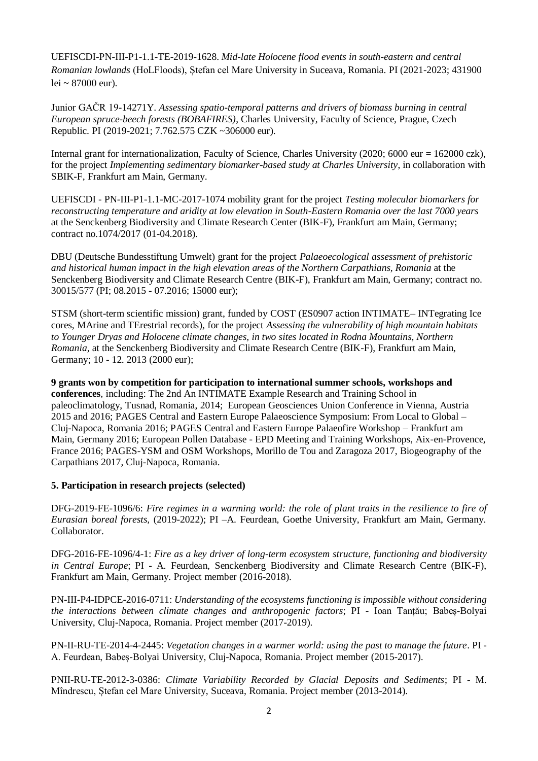UEFISCDI-PN-III-P1-1.1-TE-2019-1628. *Mid-late Holocene flood events in south-eastern and central Romanian lowlands* (HoLFloods), Ștefan cel Mare University in Suceava, Romania. PI (2021-2023; 431900 lei ~ 87000 eur).

Junior GAČR 19-14271Y. *Assessing spatio-temporal patterns and drivers of biomass burning in central European spruce-beech forests (BOBAFIRES)*, Charles University, Faculty of Science, Prague, Czech Republic. PI (2019-2021; 7.762.575 CZK ~306000 eur).

Internal grant for internationalization, Faculty of Science, Charles University (2020; 6000 eur = 162000 czk), for the project *Implementing sedimentary biomarker-based study at Charles University*, in collaboration with SBIK-F, Frankfurt am Main, Germany.

UEFISCDI - PN-III-P1-1.1-MC-2017-1074 mobility grant for the project *Testing molecular biomarkers for reconstructing temperature and aridity at low elevation in South-Eastern Romania over the last 7000 years* at the Senckenberg Biodiversity and Climate Research Center (BIK-F), Frankfurt am Main, Germany; contract no.1074/2017 (01-04.2018).

DBU (Deutsche Bundesstiftung Umwelt) grant for the project *Palaeoecological assessment of prehistoric and historical human impact in the high elevation areas of the Northern Carpathians, Romania* at the Senckenberg Biodiversity and Climate Research Centre (BIK-F), Frankfurt am Main, Germany; contract no. 30015/577 (PI; 08.2015 - 07.2016; 15000 eur);

STSM (short-term scientific mission) grant, funded by COST (ES0907 action INTIMATE– INTegrating Ice cores, MArine and TErestrial records), for the project *Assessing the vulnerability of high mountain habitats to Younger Dryas and Holocene climate changes, in two sites located in Rodna Mountains, Northern Romania*, at the Senckenberg Biodiversity and Climate Research Centre (BIK-F), Frankfurt am Main, Germany; 10 - 12. 2013 (2000 eur);

**9 grants won by competition for participation to international summer schools, workshops and conferences**, including: The 2nd An INTIMATE Example Research and Training School in paleoclimatology, Tusnad, Romania, 2014; European Geosciences Union Conference in Vienna, Austria 2015 and 2016; PAGES Central and Eastern Europe Palaeoscience Symposium: From Local to Global – Cluj-Napoca, Romania 2016; PAGES Central and Eastern Europe Palaeofire Workshop – Frankfurt am Main, Germany 2016; European Pollen Database - EPD Meeting and Training Workshops, Aix-en-Provence, France 2016; PAGES-YSM and OSM Workshops, Morillo de Tou and Zaragoza 2017, Biogeography of the Carpathians 2017, Cluj-Napoca, Romania.

### 5. Participation in research projects (selected)

DFG-2019-FE-1096/6: *Fire regimes in a warming world: the role of plant traits in the resilience to fire of Eurasian boreal forests*, (2019-2022); PI –A. Feurdean, Goethe University, Frankfurt am Main, Germany. Collaborator.

DFG-2016-FE-1096/4-1: *Fire as a key driver of long-term ecosystem structure, functioning and biodiversity in Central Europe*; PI - A. Feurdean, Senckenberg Biodiversity and Climate Research Centre (BIK-F), Frankfurt am Main, Germany. Project member (2016-2018).

PN-III-P4-IDPCE-2016-0711: *Understanding of the ecosystems functioning is impossible without considering the interactions between climate changes and anthropogenic factors*; PI - Ioan Tanțău; Babeș-Bolyai University, Cluj-Napoca, Romania. Project member (2017-2019).

PN-II-RU-TE-2014-4-2445: *Vegetation changes in a warmer world: using the past to manage the future*. PI - A. Feurdean, Babeș-Bolyai University, Cluj-Napoca, Romania. Project member (2015-2017).

PNII-RU-TE-2012-3-0386: *Climate Variability Recorded by Glacial Deposits and Sediments*; PI - M. Mîndrescu, Ștefan cel Mare University, Suceava, Romania. Project member (2013-2014).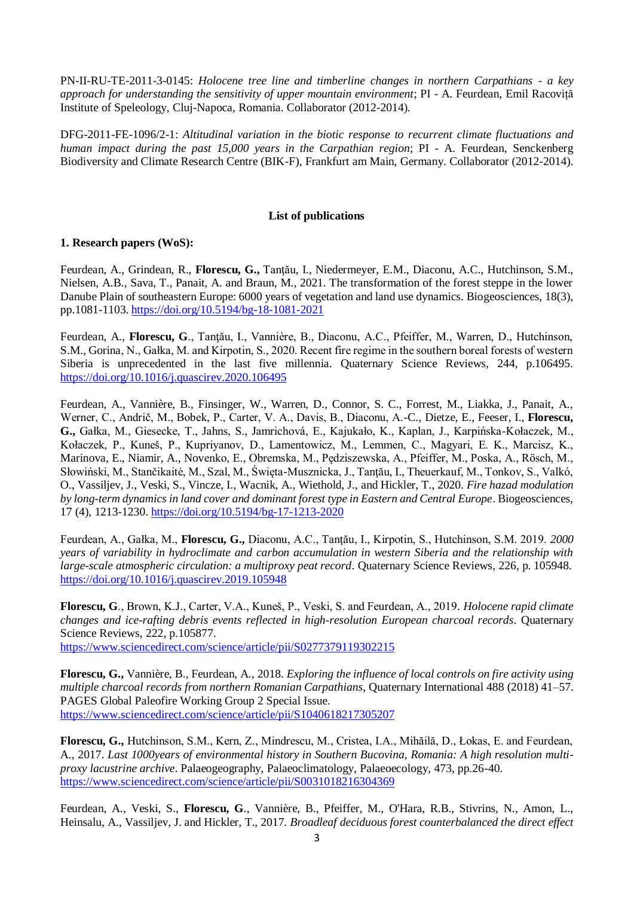PN-II-RU-TE-2011-3-0145: *Holocene tree line and timberline changes in northern Carpathians - a key approach for understanding the sensitivity of upper mountain environment*; PI - A. Feurdean, Emil Racoviță Institute of Speleology, Cluj-Napoca, Romania. Collaborator (2012-2014).

DFG-2011-FE-1096/2-1: *Altitudinal variation in the biotic response to recurrent climate fluctuations and human impact during the past 15,000 years in the Carpathian region*; PI - A. Feurdean, Senckenberg Biodiversity and Climate Research Centre (BIK-F), Frankfurt am Main, Germany. Collaborator (2012-2014).

## List of publications

### 1. Research papers (WoS):

Feurdean, A., Grindean, R., **Florescu, G.,** Tanţău, I., Niedermeyer, E.M., Diaconu, A.C., Hutchinson, S.M., Nielsen, A.B., Sava, T., Panait, A. and Braun, M., 2021. The transformation of the forest steppe in the lower Danube Plain of southeastern Europe: 6000 years of vegetation and land use dynamics. Biogeosciences, 18(3), pp.1081-1103. https://doi.org/10.5194/bg-18-1081-2021

Feurdean, A., **Florescu, G**., Tanţău, I., Vannière, B., Diaconu, A.C., Pfeiffer, M., Warren, D., Hutchinson, S.M., Gorina, N., Gałka, M. and Kirpotin, S., 2020. Recent fire regime in the southern boreal forests of western Siberia is unprecedented in the last five millennia. Quaternary Science Reviews, 244, p.106495. https://doi.org/10.1016/j.quascirev.2020.106495

Feurdean, A., Vannière, B., Finsinger, W., Warren, D., Connor, S. C., Forrest, M., Liakka, J., Panait, A., Werner, C., Andrič, M., Bobek, P., Carter, V. A., Davis, B., Diaconu, A.-C., Dietze, E., Feeser, I., **Florescu, G.,** Gałka, M., Giesecke, T., Jahns, S., Jamrichová, E., Kajukało, K., Kaplan, J., Karpińska-Kołaczek, M., Kołaczek, P., Kuneš, P., Kupriyanov, D., Lamentowicz, M., Lemmen, C., Magyari, E. K., Marcisz, K., Marinova, E., Niamir, A., Novenko, E., Obremska, M., Pędziszewska, A., Pfeiffer, M., Poska, A., Rösch, M., Słowiński, M., Stančikaitė, M., Szal, M., Święta-Musznicka, J., Tanţău, I., Theuerkauf, M., Tonkov, S., Valkó, O., Vassiljev, J., Veski, S., Vincze, I., Wacnik, A., Wiethold, J., and Hickler, T., 2020. *Fire hazad modulation by long-term dynamics in land cover and dominant forest type in Eastern and Central Europe*. Biogeosciences, 17 (4), 1213-1230. https://doi.org/10.5194/bg-17-1213-2020

Feurdean, A., Gałka, M., **Florescu, G.,** Diaconu, A.C., Tanţău, I., Kirpotin, S., Hutchinson, S.M. 2019. *2000 years of variability in hydroclimate and carbon accumulation in western Siberia and the relationship with large-scale atmospheric circulation: a multiproxy peat record*. Quaternary Science Reviews, 226, p. 105948. https://doi.org/10.1016/j.quascirev.2019.105948

**Florescu, G**., Brown, K.J., Carter, V.A., Kuneš, P., Veski, S. and Feurdean, A., 2019. *Holocene rapid climate changes and ice-rafting debris events reflected in high-resolution European charcoal records*. Quaternary Science Reviews, 222, p.105877. https://www.sciencedirect.com/science/article/pii/S0277379119302215

**Florescu, G.,** Vannière, B., Feurdean, A., 2018. *Exploring the influence of local controls on fire activity using multiple charcoal records from northern Romanian Carpathians*, Quaternary International 488 (2018) 41–57. PAGES Global Paleofire Working Group 2 Special Issue. https://www.sciencedirect.com/science/article/pii/S1040618217305207

**Florescu, G.,** Hutchinson, S.M., Kern, Z., Mindrescu, M., Cristea, I.A., Mihăilă, D., Łokas, E. and Feurdean, A., 2017. *Last 1000years of environmental history in Southern Bucovina, Romania: A high resolution multi-proxy lacustrine archive*. Palaeogeography, Palaeoclimatology, Palaeoecology, 473, pp.26-40. https://www.sciencedirect.com/science/article/pii/S0031018216304369

Feurdean, A., Veski, S., **Florescu, G**., Vannière, B., Pfeiffer, M., O'Hara, R.B., Stivrins, N., Amon, L., Heinsalu, A., Vassiljev, J. and Hickler, T., 2017. *Broadleaf deciduous forest counterbalanced the direct effect*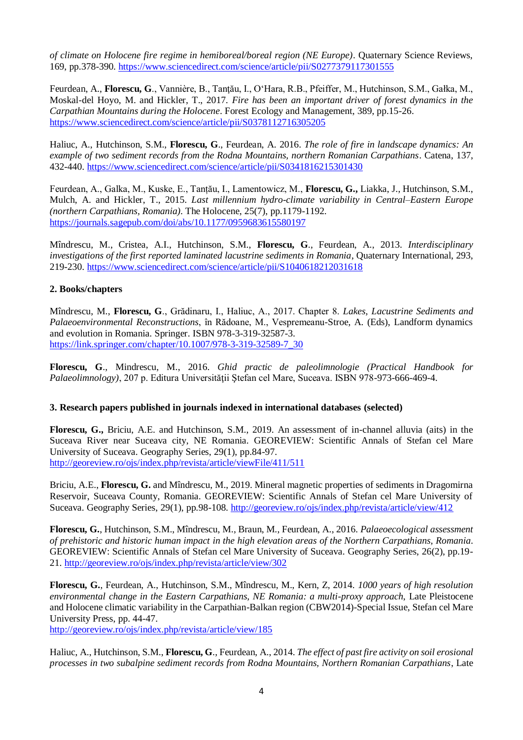*of climate on Holocene fire regime in hemiboreal/boreal region (NE Europe)*. Quaternary Science Reviews, 169, pp.378-390. https://www.sciencedirect.com/science/article/pii/S0277379117301555

Feurdean, A., **Florescu, G**., Vannière, B., Tanţău, I., O'Hara, R.B., Pfeiffer, M., Hutchinson, S.M., Gałka, M., Moskal-del Hoyo, M. and Hickler, T., 2017. *Fire has been an important driver of forest dynamics in the Carpathian Mountains during the Holocene*. Forest Ecology and Management, 389, pp.15-26. https://www.sciencedirect.com/science/article/pii/S0378112716305205

Haliuc, A., Hutchinson, S.M., **Florescu, G**., Feurdean, A. 2016. *The role of fire in landscape dynamics: An example of two sediment records from the Rodna Mountains, northern Romanian Carpathians*. Catena, 137, 432-440. https://www.sciencedirect.com/science/article/pii/S0341816215301430

Feurdean, A., Galka, M., Kuske, E., Tanţău, I., Lamentowicz, M., **Florescu, G.,** Liakka, J., Hutchinson, S.M., Mulch, A. and Hickler, T., 2015. *Last millennium hydro-climate variability in Central–Eastern Europe (northern Carpathians, Romania)*. The Holocene, 25(7), pp.1179-1192. https://journals.sagepub.com/doi/abs/10.1177/0959683615580197

Mîndrescu, M., Cristea, A.I., Hutchinson, S.M., **Florescu, G**., Feurdean, A., 2013. *Interdisciplinary investigations of the first reported laminated lacustrine sediments in Romania*, Quaternary International, 293, 219-230. https://www.sciencedirect.com/science/article/pii/S1040618212031618

### 2. Books/chapters

Mîndrescu, M., **Florescu, G**., Grădinaru, I., Haliuc, A., 2017. Chapter 8. *Lakes, Lacustrine Sediments and Palaeoenvironmental Reconstructions*, în Rădoane, M., Vespremeanu-Stroe, A. (Eds), Landform dynamics and evolution in Romania. Springer. ISBN 978-3-319-32587-3. https://link.springer.com/chapter/10.1007/978-3-319-32589-7_30

**Florescu, G**., Mindrescu, M., 2016. *Ghid practic de paleolimnologie (Practical Handbook for Palaeolimnology)*, 207 p. Editura Universităţii Ştefan cel Mare, Suceava. ISBN 978-973-666-469-4.

### 3. Research papers published in journals indexed in international databases (selected)

**Florescu, G.,** Briciu, A.E. and Hutchinson, S.M., 2019. An assessment of in-channel alluvia (aits) in the Suceava River near Suceava city, NE Romania. GEOREVIEW: Scientific Annals of Stefan cel Mare University of Suceava. Geography Series, 29(1), pp.84-97. http://georeview.ro/ojs/index.php/revista/article/viewFile/411/511

Briciu, A.E., **Florescu, G.** and Mîndrescu, M., 2019. Mineral magnetic properties of sediments in Dragomirna Reservoir, Suceava County, Romania. GEOREVIEW: Scientific Annals of Stefan cel Mare University of Suceava. Geography Series, 29(1), pp.98-108. http://georeview.ro/ojs/index.php/revista/article/view/412

**Florescu, G.**, Hutchinson, S.M., Mîndrescu, M., Braun, M., Feurdean, A., 2016. *Palaeoecological assessment of prehistoric and historic human impact in the high elevation areas of the Northern Carpathians, Romania*. GEOREVIEW: Scientific Annals of Stefan cel Mare University of Suceava. Geography Series, 26(2), pp.19-21. http://georeview.ro/ojs/index.php/revista/article/view/302

**Florescu, G.**, Feurdean, A., Hutchinson, S.M., Mîndrescu, M., Kern, Z, 2014. *1000 years of high resolution environmental change in the Eastern Carpathians, NE Romania: a multi-proxy approach*, Late Pleistocene and Holocene climatic variability in the Carpathian-Balkan region (CBW2014)-Special Issue, Stefan cel Mare University Press, pp. 44-47. http://georeview.ro/ojs/index.php/revista/article/view/185

Haliuc, A., Hutchinson, S.M., **Florescu, G**., Feurdean, A., 2014. *The effect of past fire activity on soil erosional processes in two subalpine sediment records from Rodna Mountains, Northern Romanian Carpathians*, Late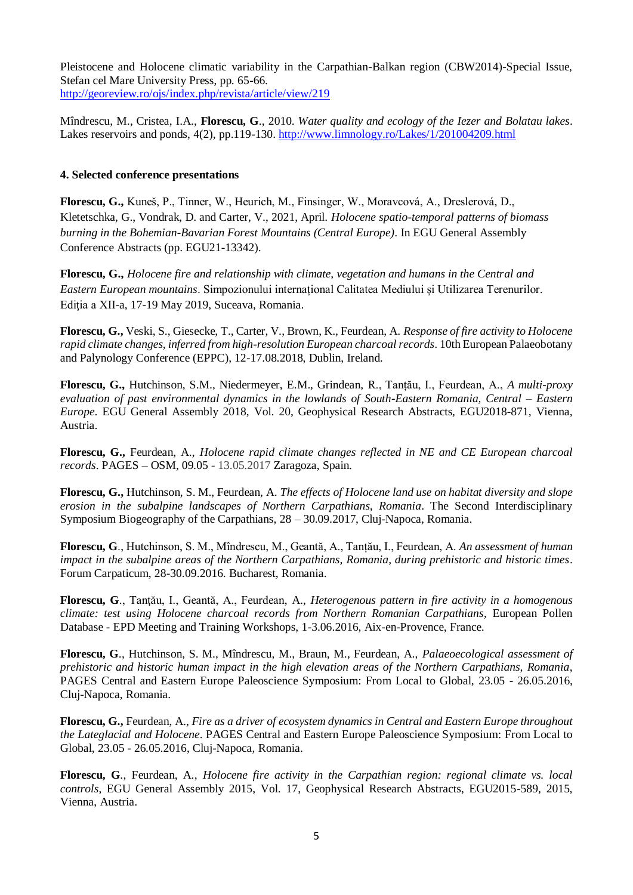Pleistocene and Holocene climatic variability in the Carpathian-Balkan region (CBW2014)-Special Issue, Stefan cel Mare University Press, pp. 65-66.
http://georeview.ro/ojs/index.php/revista/article/view/219

Mîndrescu, M., Cristea, I.A., **Florescu, G**., 2010. *Water quality and ecology of the Iezer and Bolatau lakes*. Lakes reservoirs and ponds, 4(2), pp.119-130. http://www.limnology.ro/Lakes/1/201004209.html

#### 4. Selected conference presentations

**Florescu, G.,** Kuneš, P., Tinner, W., Heurich, M., Finsinger, W., Moravcová, A., Dreslerová, D., Kletetschka, G., Vondrak, D. and Carter, V., 2021, April. *Holocene spatio-temporal patterns of biomass burning in the Bohemian-Bavarian Forest Mountains (Central Europe)*. In EGU General Assembly Conference Abstracts (pp. EGU21-13342).

**Florescu, G.,** *Holocene fire and relationship with climate, vegetation and humans in the Central and Eastern European mountains*. Simpozionului internațional Calitatea Mediului și Utilizarea Terenurilor. Ediția a XII-a, 17-19 May 2019, Suceava, Romania.

**Florescu, G.,** Veski, S., Giesecke, T., Carter, V., Brown, K., Feurdean, A. *Response of fire activity to Holocene rapid climate changes, inferred from high-resolution European charcoal records*. 10th European Palaeobotany and Palynology Conference (EPPC), 12-17.08.2018, Dublin, Ireland.

**Florescu, G.,** Hutchinson, S.M., Niedermeyer, E.M., Grindean, R., Tanțău, I., Feurdean, A., *A multi-proxy evaluation of past environmental dynamics in the lowlands of South-Eastern Romania, Central – Eastern Europe*. EGU General Assembly 2018, Vol. 20, Geophysical Research Abstracts, EGU2018-871, Vienna, Austria.

**Florescu, G.,** Feurdean, A., *Holocene rapid climate changes reflected in NE and CE European charcoal records*. PAGES – OSM, 09.05 - 13.05.2017 Zaragoza, Spain.

**Florescu, G.,** Hutchinson, S. M., Feurdean, A. *The effects of Holocene land use on habitat diversity and slope erosion in the subalpine landscapes of Northern Carpathians, Romania*. The Second Interdisciplinary Symposium Biogeography of the Carpathians, 28 – 30.09.2017, Cluj-Napoca, Romania.

**Florescu, G**., Hutchinson, S. M., Mîndrescu, M., Geantă, A., Tanțău, I., Feurdean, A. *An assessment of human impact in the subalpine areas of the Northern Carpathians, Romania, during prehistoric and historic times*. Forum Carpaticum, 28-30.09.2016. Bucharest, Romania.

**Florescu, G**., Tanţău, I., Geantă, A., Feurdean, A., *Heterogenous pattern in fire activity in a homogenous climate: test using Holocene charcoal records from Northern Romanian Carpathians*, European Pollen Database - EPD Meeting and Training Workshops, 1-3.06.2016, Aix-en-Provence, France.

**Florescu, G**., Hutchinson, S. M., Mîndrescu, M., Braun, M., Feurdean, A., *Palaeoecological assessment of prehistoric and historic human impact in the high elevation areas of the Northern Carpathians, Romania*, PAGES Central and Eastern Europe Paleoscience Symposium: From Local to Global, 23.05 - 26.05.2016, Cluj-Napoca, Romania.

**Florescu, G.,** Feurdean, A., *Fire as a driver of ecosystem dynamics in Central and Eastern Europe throughout the Lateglacial and Holocene*. PAGES Central and Eastern Europe Paleoscience Symposium: From Local to Global, 23.05 - 26.05.2016, Cluj-Napoca, Romania.

**Florescu, G**., Feurdean, A., *Holocene fire activity in the Carpathian region: regional climate vs. local controls*, EGU General Assembly 2015, Vol. 17, Geophysical Research Abstracts, EGU2015-589, 2015, Vienna, Austria.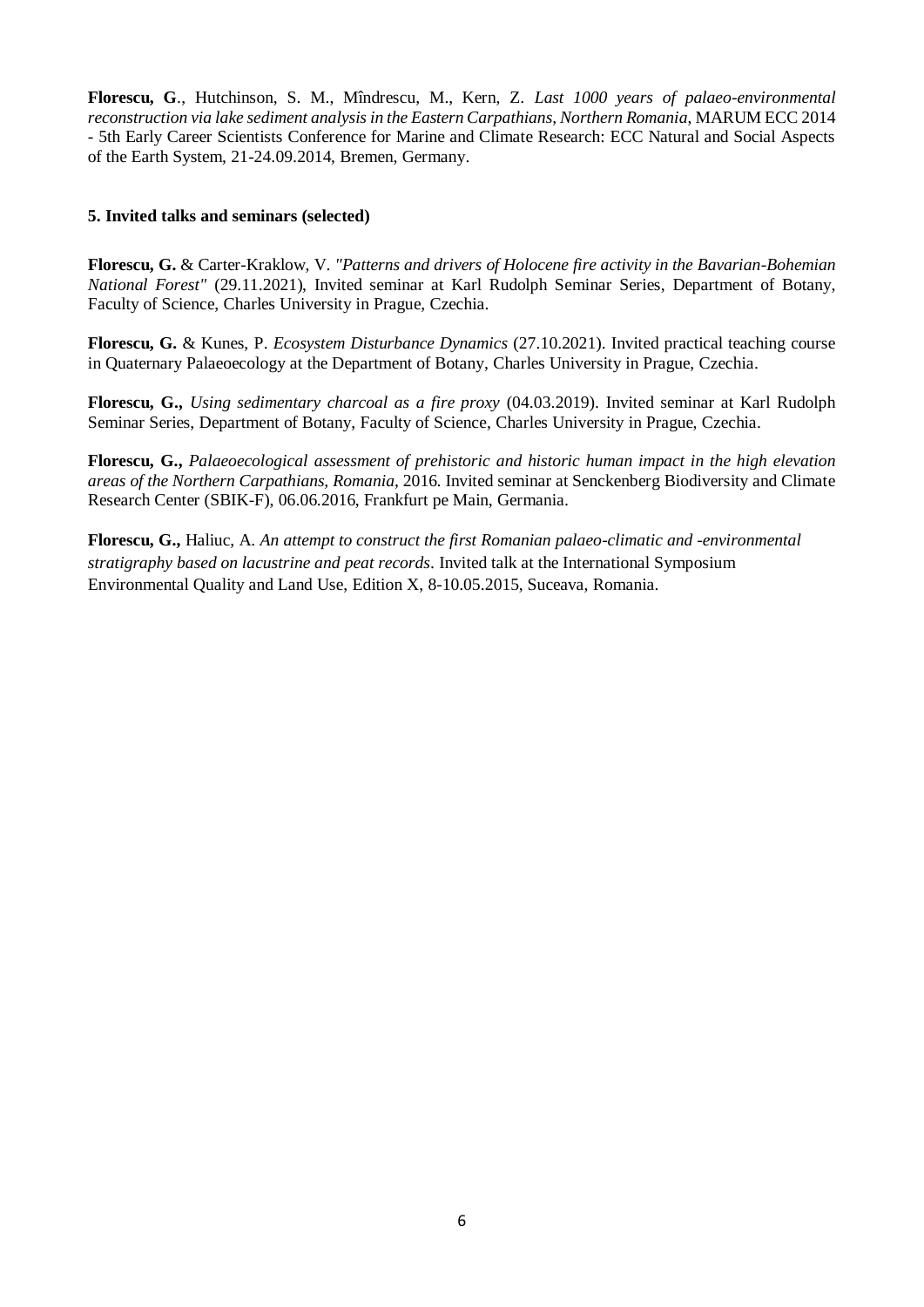**Florescu, G**., Hutchinson, S. M., Mîndrescu, M., Kern, Z. *Last 1000 years of palaeo-environmental reconstruction via lake sediment analysis in the Eastern Carpathians, Northern Romania*, MARUM ECC 2014 - 5th Early Career Scientists Conference for Marine and Climate Research: ECC Natural and Social Aspects of the Earth System, 21-24.09.2014, Bremen, Germany.

**5. Invited talks and seminars (selected)**

**Florescu, G.** & Carter-Kraklow, V. *"Patterns and drivers of Holocene fire activity in the Bavarian-Bohemian National Forest"* (29.11.2021), Invited seminar at Karl Rudolph Seminar Series, Department of Botany, Faculty of Science, Charles University in Prague, Czechia.

**Florescu, G.** & Kunes, P. *Ecosystem Disturbance Dynamics* (27.10.2021). Invited practical teaching course in Quaternary Palaeoecology at the Department of Botany, Charles University in Prague, Czechia.

**Florescu, G.,** *Using sedimentary charcoal as a fire proxy* (04.03.2019). Invited seminar at Karl Rudolph Seminar Series, Department of Botany, Faculty of Science, Charles University in Prague, Czechia.

**Florescu, G.,** *Palaeoecological assessment of prehistoric and historic human impact in the high elevation areas of the Northern Carpathians, Romania*, 2016. Invited seminar at Senckenberg Biodiversity and Climate Research Center (SBIK-F), 06.06.2016, Frankfurt pe Main, Germania.

**Florescu, G.,** Haliuc, A. *An attempt to construct the first Romanian palaeo-climatic and -environmental stratigraphy based on lacustrine and peat records*. Invited talk at the International Symposium Environmental Quality and Land Use, Edition X, 8-10.05.2015, Suceava, Romania.